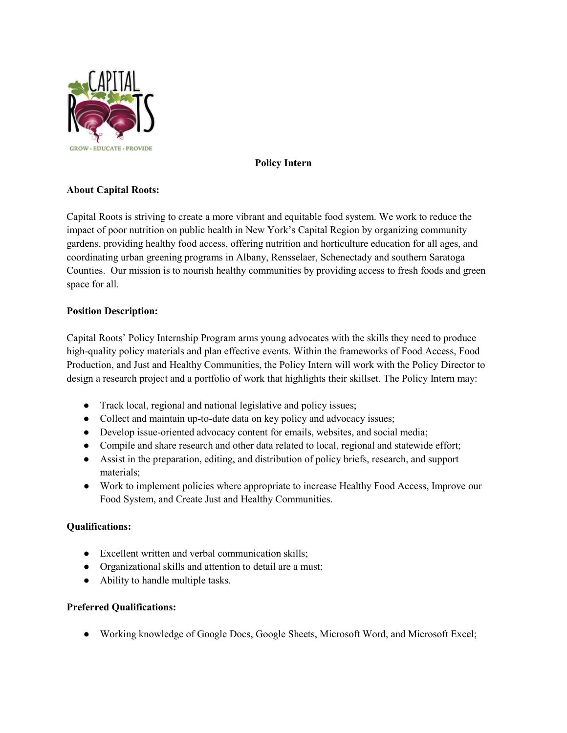# Policy Intern

**About Capital Roots:**

Capital Roots is striving to create a more vibrant and equitable food system. We work to reduce the impact of poor nutrition on public health in New York's Capital Region by organizing community gardens, providing healthy food access, offering nutrition and horticulture education for all ages, and coordinating urban greening programs in Albany, Rensselaer, Schenectady and southern Saratoga Counties. Our mission is to nourish healthy communities by providing access to fresh foods and green space for all.

**Position Description:**

Capital Roots' Policy Internship Program arms young advocates with the skills they need to produce high-quality policy materials and plan effective events. Within the frameworks of Food Access, Food Production, and Just and Healthy Communities, the Policy Intern will work with the Policy Director to design a research project and a portfolio of work that highlights their skillset. The Policy Intern may:

- Track local, regional and national legislative and policy issues;
- Collect and maintain up-to-date data on key policy and advocacy issues;
- Develop issue-oriented advocacy content for emails, websites, and social media;
- Compile and share research and other data related to local, regional and statewide effort;
- Assist in the preparation, editing, and distribution of policy briefs, research, and support materials;
- Work to implement policies where appropriate to increase Healthy Food Access, Improve our Food System, and Create Just and Healthy Communities.

**Qualifications:**

- Excellent written and verbal communication skills;
- Organizational skills and attention to detail are a must;
- Ability to handle multiple tasks.

**Preferred Qualifications:**

- Working knowledge of Google Docs, Google Sheets, Microsoft Word, and Microsoft Excel;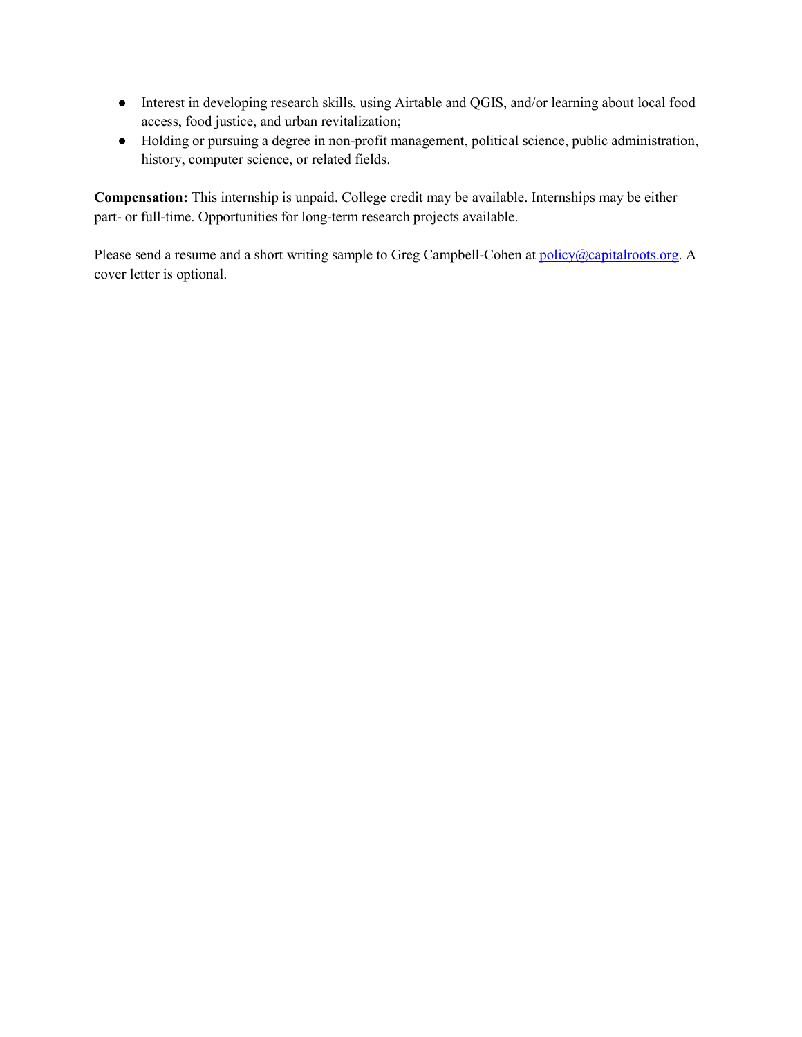- Interest in developing research skills, using Airtable and QGIS, and/or learning about local food access, food justice, and urban revitalization;
- Holding or pursuing a degree in non-profit management, political science, public administration, history, computer science, or related fields.

**Compensation:** This internship is unpaid. College credit may be available. Internships may be either part- or full-time. Opportunities for long-term research projects available.

Please send a resume and a short writing sample to Greg Campbell-Cohen at [policy@capitalroots.org](mailto:policy@capitalroots.org). A cover letter is optional.